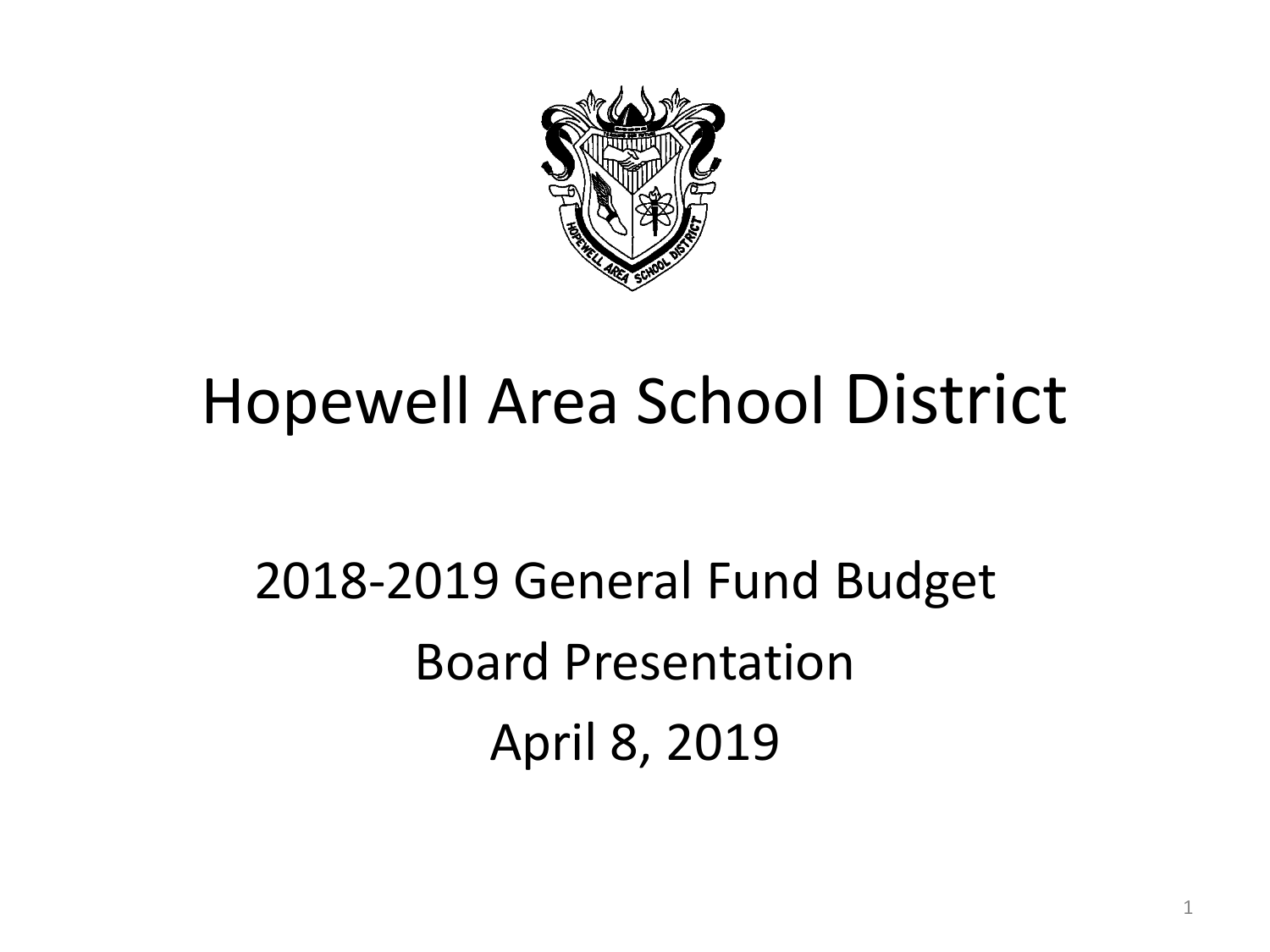# Hopewell Area School District

## 2018-2019 General Fund Budget

## Board Presentation

## April 8, 2019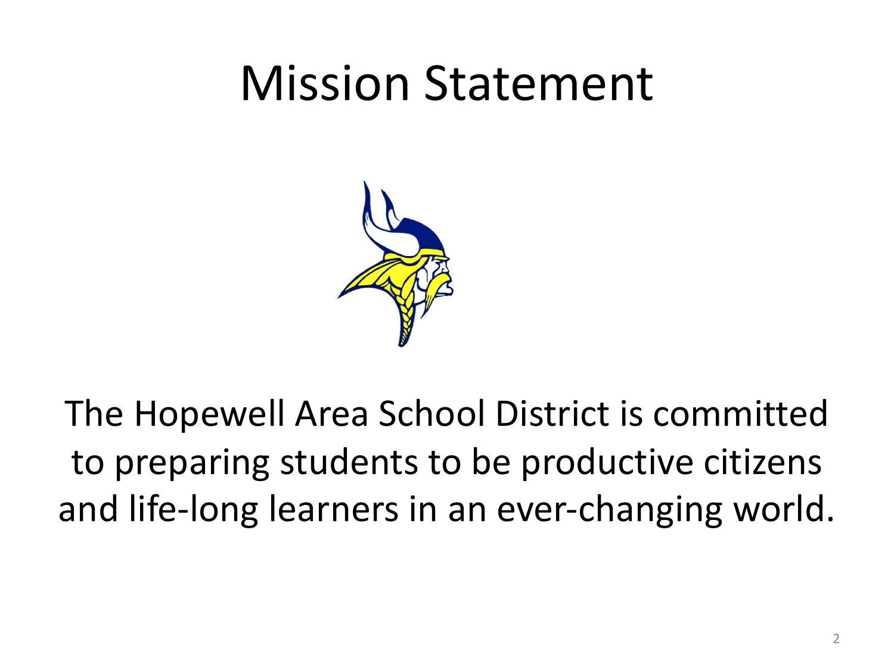# Mission Statement

The Hopewell Area School District is committed to preparing students to be productive citizens and life-long learners in an ever-changing world.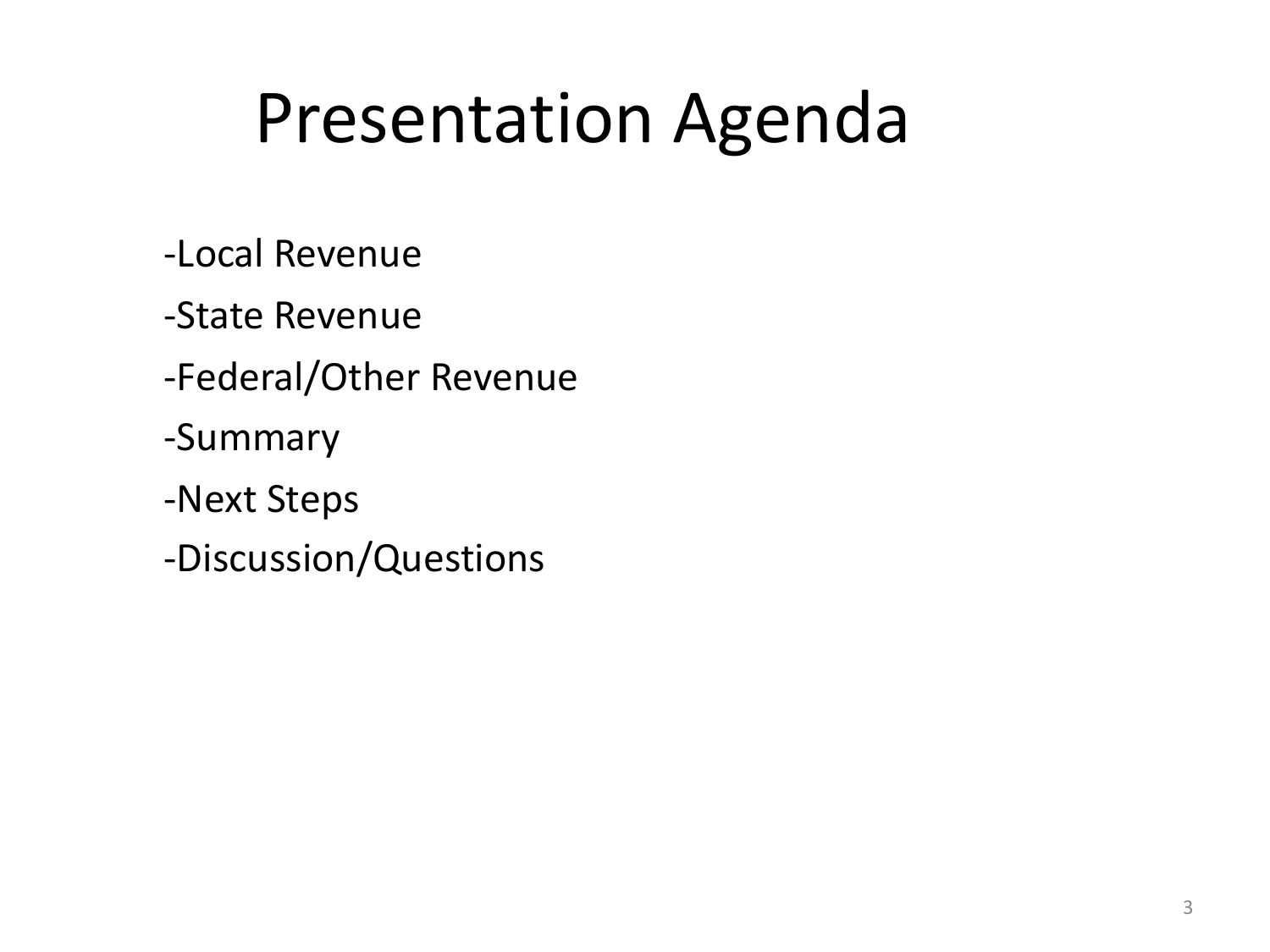# Presentation Agenda

-Local Revenue

-State Revenue

-Federal/Other Revenue

-Summary

-Next Steps

-Discussion/Questions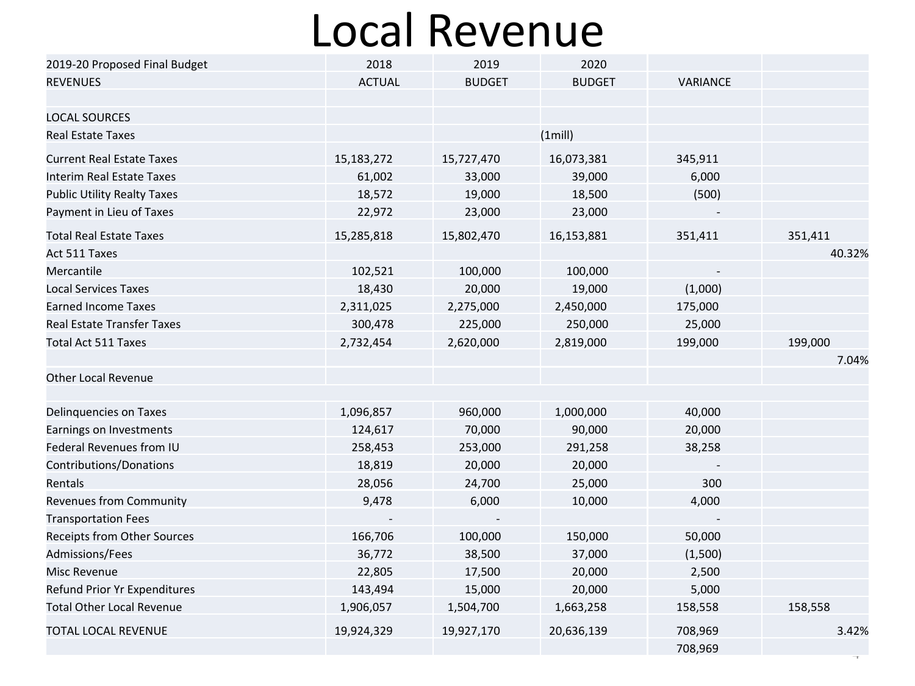# Local Revenue

| 2019-20 Proposed Final Budget | 2018 | 2019 | 2020 | | |
|---|---|---|---|---|---|
| REVENUES | ACTUAL | BUDGET | BUDGET | VARIANCE | |
| | | | | | |
| LOCAL SOURCES | | | | | |
| Real Estate Taxes | | | (1mill) | | |
| Current Real Estate Taxes | 15,183,272 | 15,727,470 | 16,073,381 | 345,911 | |
| Interim Real Estate Taxes | 61,002 | 33,000 | 39,000 | 6,000 | |
| Public Utility Realty Taxes | 18,572 | 19,000 | 18,500 | (500) | |
| Payment in Lieu of Taxes | 22,972 | 23,000 | 23,000 | - | |
| Total Real Estate Taxes | 15,285,818 | 15,802,470 | 16,153,881 | 351,411 | 351,411 |
| Act 511 Taxes | | | | | 40.32% |
| Mercantile | 102,521 | 100,000 | 100,000 | - | |
| Local Services Taxes | 18,430 | 20,000 | 19,000 | (1,000) | |
| Earned Income Taxes | 2,311,025 | 2,275,000 | 2,450,000 | 175,000 | |
| Real Estate Transfer Taxes | 300,478 | 225,000 | 250,000 | 25,000 | |
| Total Act 511 Taxes | 2,732,454 | 2,620,000 | 2,819,000 | 199,000 | 199,000 |
| | | | | | 7.04% |
| Other Local Revenue | | | | | |
| | | | | | |
| Delinquencies on Taxes | 1,096,857 | 960,000 | 1,000,000 | 40,000 | |
| Earnings on Investments | 124,617 | 70,000 | 90,000 | 20,000 | |
| Federal Revenues from IU | 258,453 | 253,000 | 291,258 | 38,258 | |
| Contributions/Donations | 18,819 | 20,000 | 20,000 | - | |
| Rentals | 28,056 | 24,700 | 25,000 | 300 | |
| Revenues from Community | 9,478 | 6,000 | 10,000 | 4,000 | |
| Transportation Fees | - | - | | - | |
| Receipts from Other Sources | 166,706 | 100,000 | 150,000 | 50,000 | |
| Admissions/Fees | 36,772 | 38,500 | 37,000 | (1,500) | |
| Misc Revenue | 22,805 | 17,500 | 20,000 | 2,500 | |
| Refund Prior Yr Expenditures | 143,494 | 15,000 | 20,000 | 5,000 | |
| Total Other Local Revenue | 1,906,057 | 1,504,700 | 1,663,258 | 158,558 | 158,558 |
| TOTAL LOCAL REVENUE | 19,924,329 | 19,927,170 | 20,636,139 | 708,969 | 3.42% |
| | | | | 708,969 | |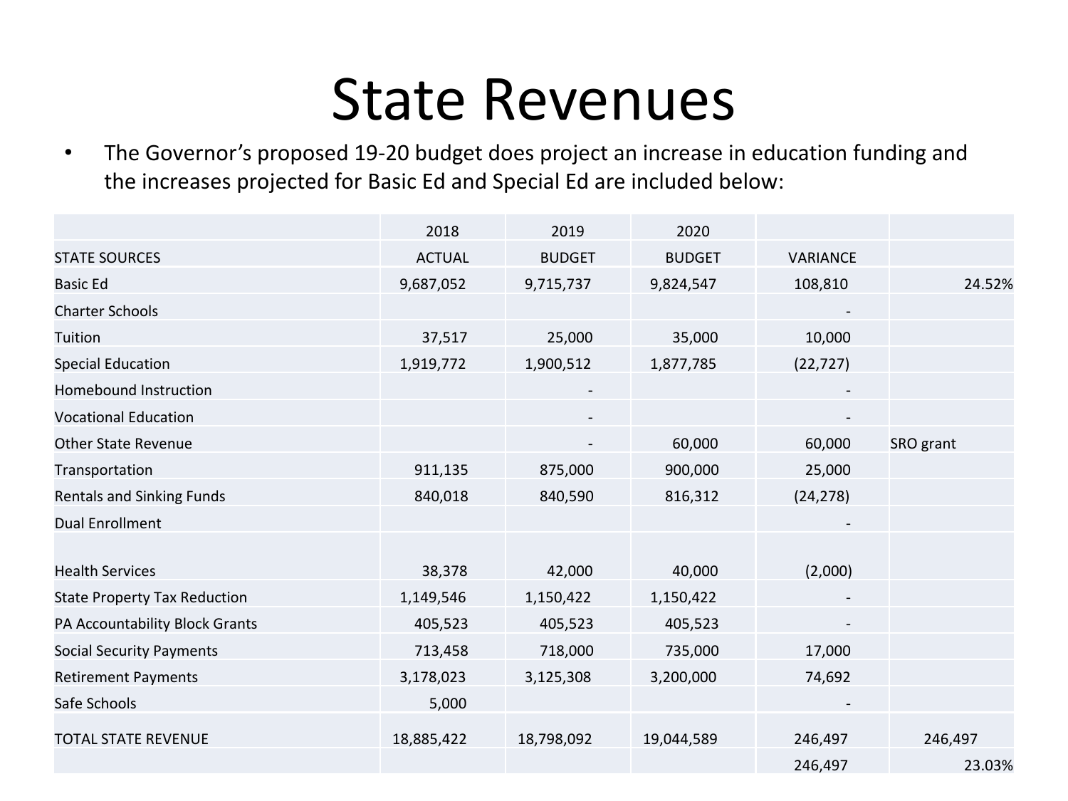# State Revenues

- The Governor's proposed 19-20 budget does project an increase in education funding and the increases projected for Basic Ed and Special Ed are included below:

| | 2018 | 2019 | 2020 | | |
|---|---|---|---|---|---|
| STATE SOURCES | ACTUAL | BUDGET | BUDGET | VARIANCE | |
| Basic Ed | 9,687,052 | 9,715,737 | 9,824,547 | 108,810 | 24.52% |
| Charter Schools | | | | - | |
| Tuition | 37,517 | 25,000 | 35,000 | 10,000 | |
| Special Education | 1,919,772 | 1,900,512 | 1,877,785 | (22,727) | |
| Homebound Instruction | | - | | - | |
| Vocational Education | | - | | - | |
| Other State Revenue | | - | 60,000 | 60,000 | SRO grant |
| Transportation | 911,135 | 875,000 | 900,000 | 25,000 | |
| Rentals and Sinking Funds | 840,018 | 840,590 | 816,312 | (24,278) | |
| Dual Enrollment | | | | - | |
| Health Services | 38,378 | 42,000 | 40,000 | (2,000) | |
| State Property Tax Reduction | 1,149,546 | 1,150,422 | 1,150,422 | - | |
| PA Accountability Block Grants | 405,523 | 405,523 | 405,523 | - | |
| Social Security Payments | 713,458 | 718,000 | 735,000 | 17,000 | |
| Retirement Payments | 3,178,023 | 3,125,308 | 3,200,000 | 74,692 | |
| Safe Schools | 5,000 | | | - | |
| TOTAL STATE REVENUE | 18,885,422 | 18,798,092 | 19,044,589 | 246,497 | 246,497 |
| | | | | 246,497 | 23.03% |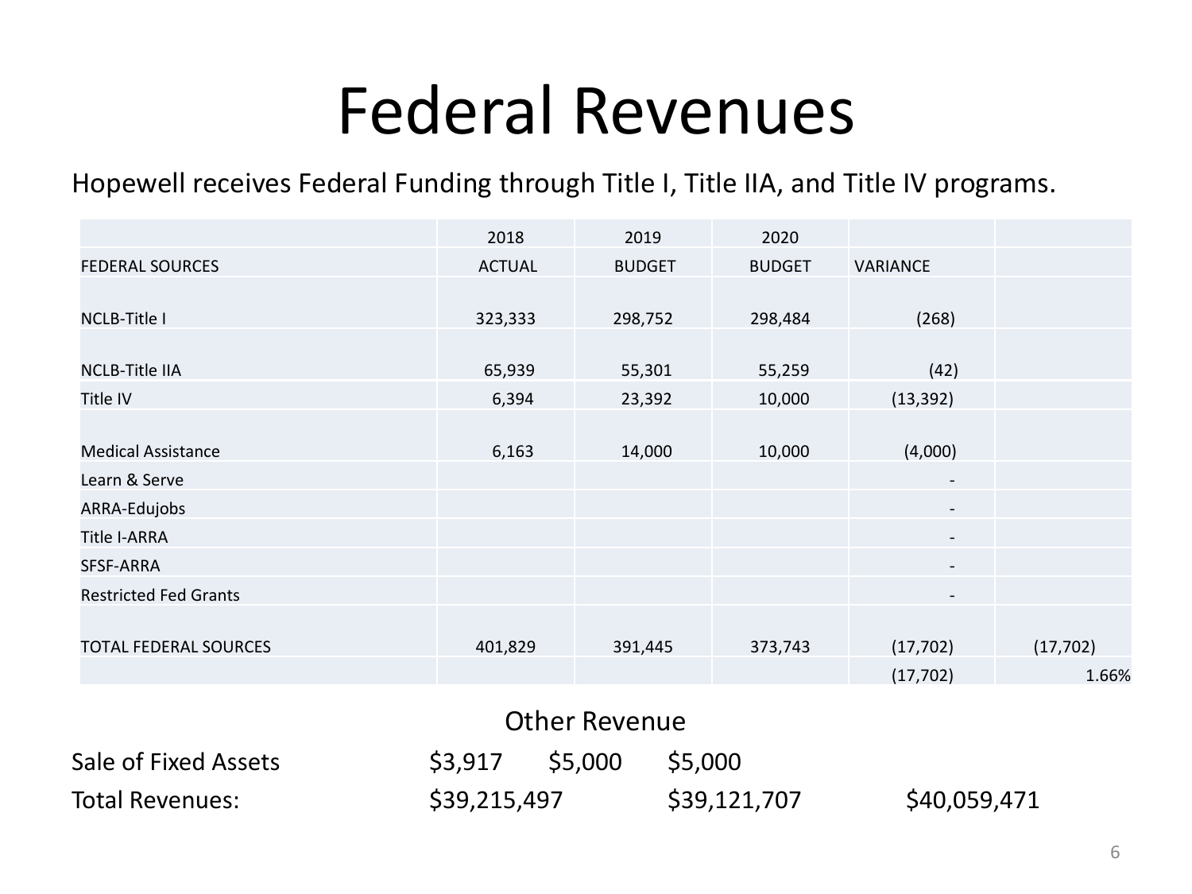# Federal Revenues

Hopewell receives Federal Funding through Title I, Title IIA, and Title IV programs.

| | 2018 | 2019 | 2020 | | |
|---|---|---|---|---|---|
| FEDERAL SOURCES | ACTUAL | BUDGET | BUDGET | VARIANCE | |
| NCLB-Title I | 323,333 | 298,752 | 298,484 | (268) | |
| NCLB-Title IIA | 65,939 | 55,301 | 55,259 | (42) | |
| Title IV | 6,394 | 23,392 | 10,000 | (13,392) | |
| Medical Assistance | 6,163 | 14,000 | 10,000 | (4,000) | |
| Learn & Serve | | | | - | |
| ARRA-Edujobs | | | | - | |
| Title I-ARRA | | | | - | |
| SFSF-ARRA | | | | - | |
| Restricted Fed Grants | | | | - | |
| TOTAL FEDERAL SOURCES | 401,829 | 391,445 | 373,743 | (17,702) | (17,702) |
| | | | | (17,702) | 1.66% |

## Other Revenue

| | | | | |
|---|---|---|---|---|
| Sale of Fixed Assets | $3,917 | $5,000 | $5,000 | |
| Total Revenues: | $39,215,497 | | $39,121,707 | $40,059,471 |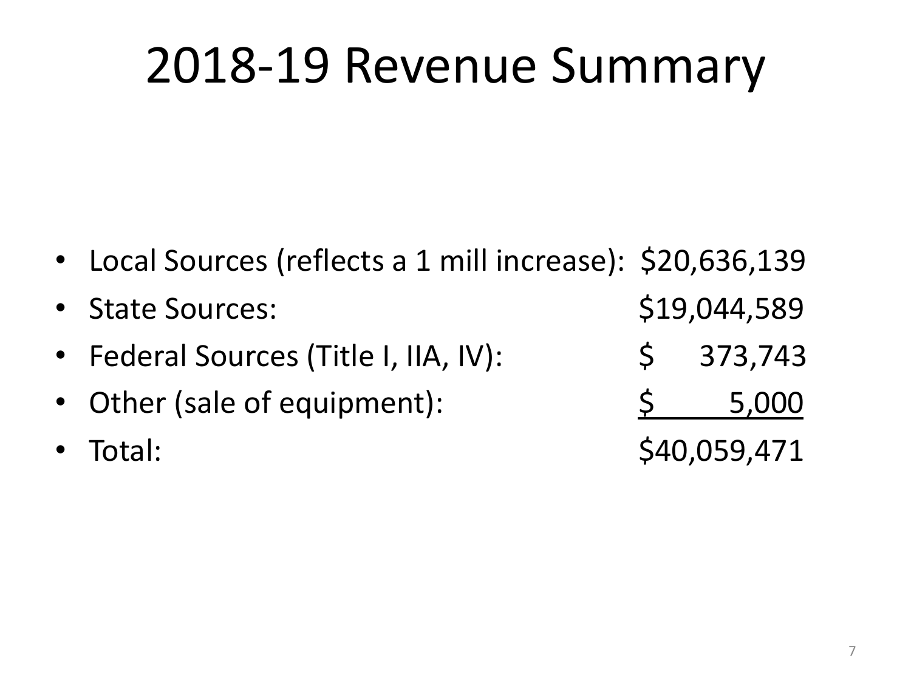# 2018-19 Revenue Summary

- Local Sources (reflects a 1 mill increase): $20,636,139
- State Sources: $19,044,589
- Federal Sources (Title I, IIA, IV): $ 373,743
- Other (sale of equipment): $ 5,000
- Total: $40,059,471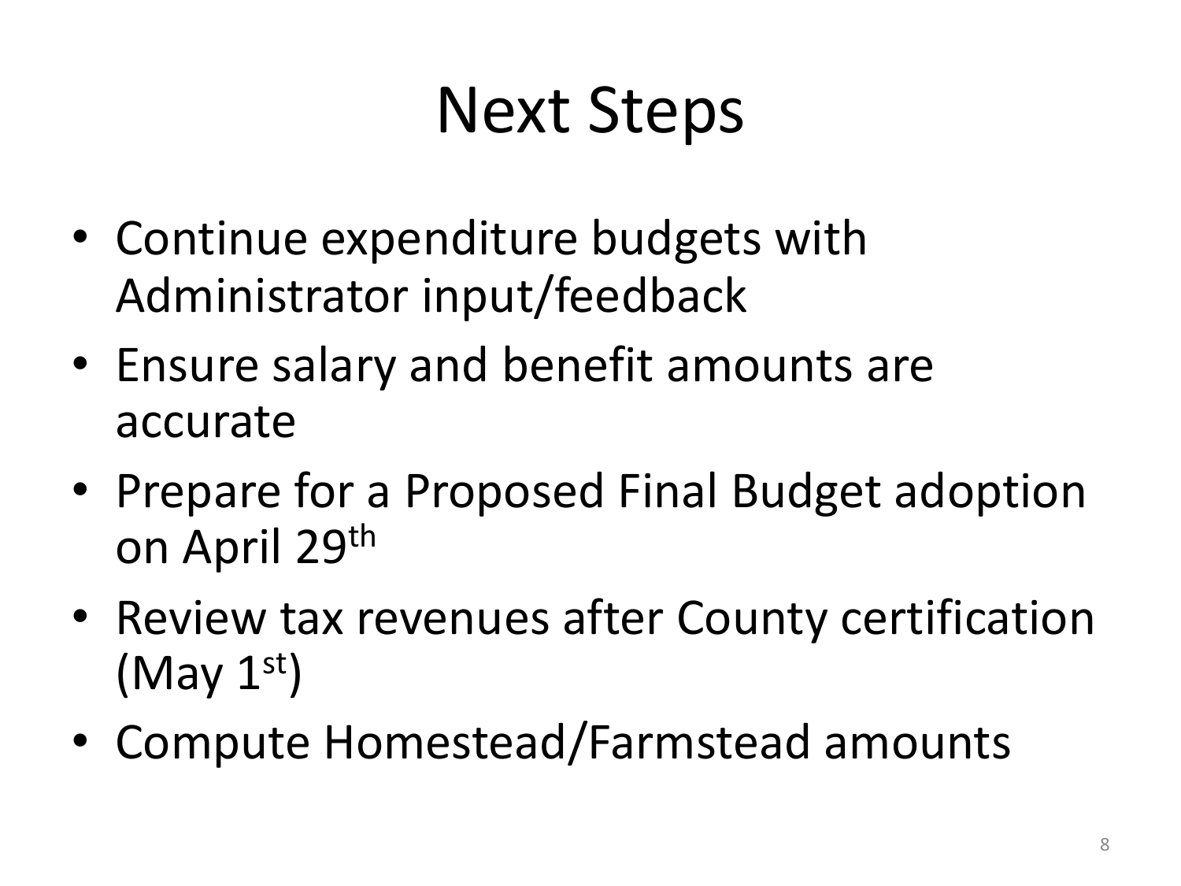# Next Steps

- Continue expenditure budgets with Administrator input/feedback
- Ensure salary and benefit amounts are accurate
- Prepare for a Proposed Final Budget adoption on April 29th
- Review tax revenues after County certification (May 1st)
- Compute Homestead/Farmstead amounts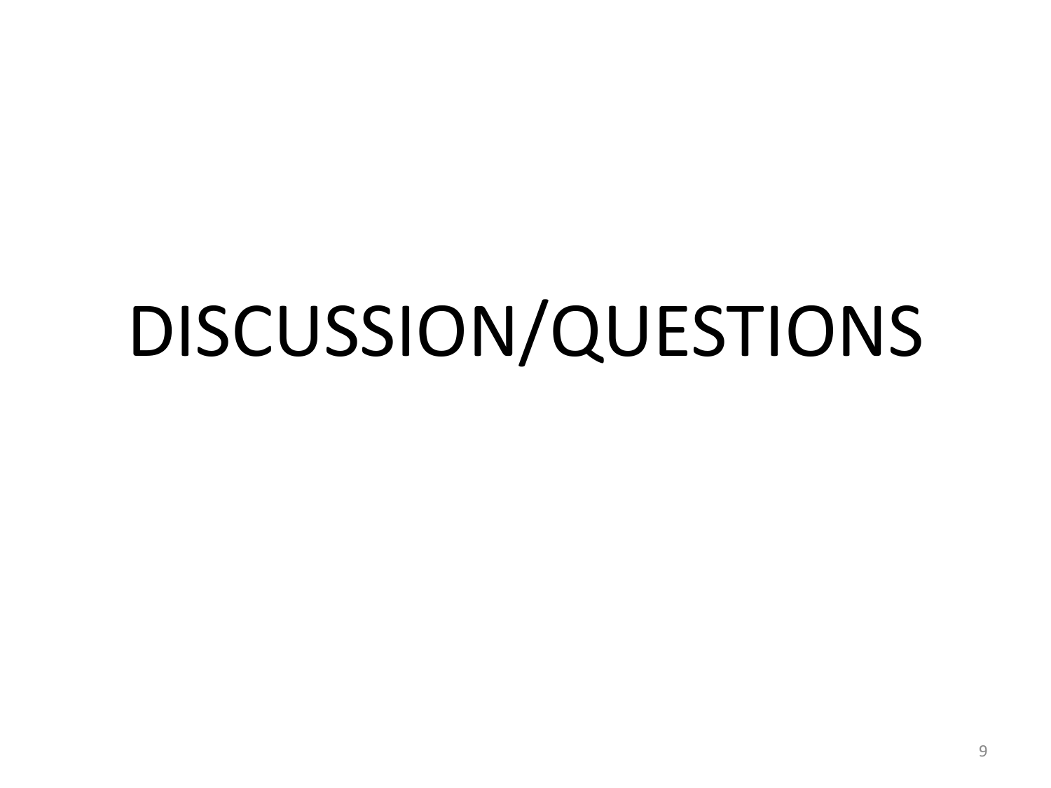# DISCUSSION/QUESTIONS